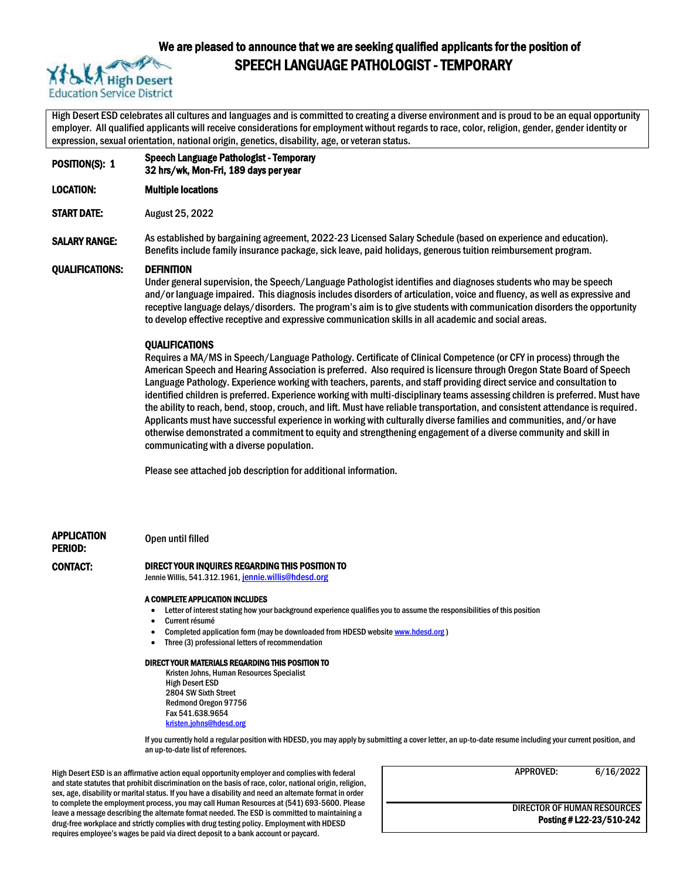High Desert Education Service District

We are pleased to announce that we are seeking qualified applicants for the position of

# SPEECH LANGUAGE PATHOLOGIST - TEMPORARY

High Desert ESD celebrates all cultures and languages and is committed to creating a diverse environment and is proud to be an equal opportunity employer. All qualified applicants will receive considerations for employment without regards to race, color, religion, gender, gender identity or expression, sexual orientation, national origin, genetics, disability, age, or veteran status.

**POSITION(S): 1** — **Speech Language Pathologist - Temporary**
**32 hrs/wk, Mon-Fri, 189 days per year**

**LOCATION:** **Multiple locations**

**START DATE:** August 25, 2022

**SALARY RANGE:** As established by bargaining agreement, 2022-23 Licensed Salary Schedule (based on experience and education). Benefits include family insurance package, sick leave, paid holidays, generous tuition reimbursement program.

**QUALIFICATIONS:**

**DEFINITION**

Under general supervision, the Speech/Language Pathologist identifies and diagnoses students who may be speech and/or language impaired. This diagnosis includes disorders of articulation, voice and fluency, as well as expressive and receptive language delays/disorders. The program's aim is to give students with communication disorders the opportunity to develop effective receptive and expressive communication skills in all academic and social areas.

**QUALIFICATIONS**

Requires a MA/MS in Speech/Language Pathology. Certificate of Clinical Competence (or CFY in process) through the American Speech and Hearing Association is preferred. Also required is licensure through Oregon State Board of Speech Language Pathology. Experience working with teachers, parents, and staff providing direct service and consultation to identified children is preferred. Experience working with multi-disciplinary teams assessing children is preferred. Must have the ability to reach, bend, stoop, crouch, and lift. Must have reliable transportation, and consistent attendance is required. Applicants must have successful experience in working with culturally diverse families and communities, and/or have otherwise demonstrated a commitment to equity and strengthening engagement of a diverse community and skill in communicating with a diverse population.

Please see attached job description for additional information.

**APPLICATION PERIOD:** Open until filled

**CONTACT:**

**DIRECT YOUR INQUIRES REGARDING THIS POSITION TO**

Jennie Willis, 541.312.1961, jennie.willis@hdesd.org

**A COMPLETE APPLICATION INCLUDES**

- Letter of interest stating how your background experience qualifies you to assume the responsibilities of this position
- Current résumé
- Completed application form (may be downloaded from HDESD website www.hdesd.org )
- Three (3) professional letters of recommendation

**DIRECT YOUR MATERIALS REGARDING THIS POSITION TO**

Kristen Johns, Human Resources Specialist
High Desert ESD
2804 SW Sixth Street
Redmond Oregon 97756
Fax 541.638.9654
kristen.johns@hdesd.org

If you currently hold a regular position with HDESD, you may apply by submitting a cover letter, an up-to-date resume including your current position, and an up-to-date list of references.

High Desert ESD is an affirmative action equal opportunity employer and complies with federal and state statutes that prohibit discrimination on the basis of race, color, national origin, religion, sex, age, disability or marital status. If you have a disability and need an alternate format in order to complete the employment process, you may call Human Resources at (541) 693-5600. Please leave a message describing the alternate format needed. The ESD is committed to maintaining a drug-free workplace and strictly complies with drug testing policy. Employment with HDESD requires employee's wages be paid via direct deposit to a bank account or paycard.

APPROVED: 6/16/2022

DIRECTOR OF HUMAN RESOURCES
**Posting # L22-23/510-242**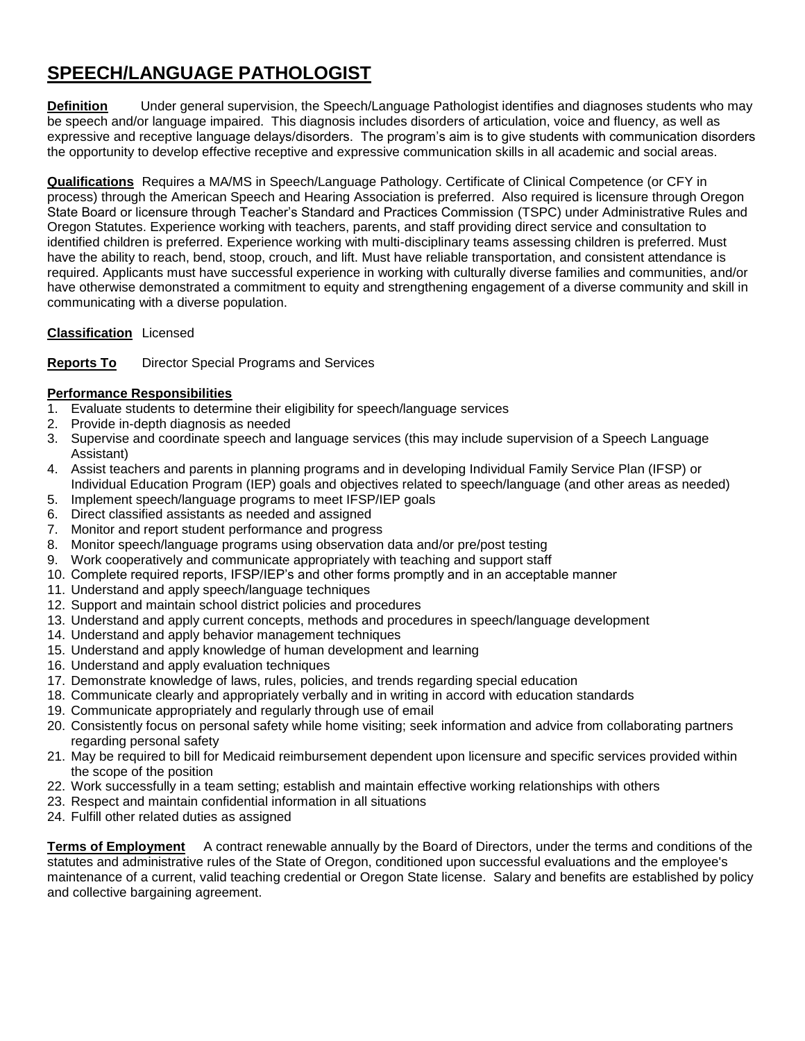# SPEECH/LANGUAGE PATHOLOGIST

**Definition** Under general supervision, the Speech/Language Pathologist identifies and diagnoses students who may be speech and/or language impaired. This diagnosis includes disorders of articulation, voice and fluency, as well as expressive and receptive language delays/disorders. The program's aim is to give students with communication disorders the opportunity to develop effective receptive and expressive communication skills in all academic and social areas.

**Qualifications** Requires a MA/MS in Speech/Language Pathology. Certificate of Clinical Competence (or CFY in process) through the American Speech and Hearing Association is preferred. Also required is licensure through Oregon State Board or licensure through Teacher's Standard and Practices Commission (TSPC) under Administrative Rules and Oregon Statutes. Experience working with teachers, parents, and staff providing direct service and consultation to identified children is preferred. Experience working with multi-disciplinary teams assessing children is preferred. Must have the ability to reach, bend, stoop, crouch, and lift. Must have reliable transportation, and consistent attendance is required. Applicants must have successful experience in working with culturally diverse families and communities, and/or have otherwise demonstrated a commitment to equity and strengthening engagement of a diverse community and skill in communicating with a diverse population.

**Classification** Licensed

**Reports To** Director Special Programs and Services

**Performance Responsibilities**

1. Evaluate students to determine their eligibility for speech/language services
2. Provide in-depth diagnosis as needed
3. Supervise and coordinate speech and language services (this may include supervision of a Speech Language Assistant)
4. Assist teachers and parents in planning programs and in developing Individual Family Service Plan (IFSP) or Individual Education Program (IEP) goals and objectives related to speech/language (and other areas as needed)
5. Implement speech/language programs to meet IFSP/IEP goals
6. Direct classified assistants as needed and assigned
7. Monitor and report student performance and progress
8. Monitor speech/language programs using observation data and/or pre/post testing
9. Work cooperatively and communicate appropriately with teaching and support staff
10. Complete required reports, IFSP/IEP's and other forms promptly and in an acceptable manner
11. Understand and apply speech/language techniques
12. Support and maintain school district policies and procedures
13. Understand and apply current concepts, methods and procedures in speech/language development
14. Understand and apply behavior management techniques
15. Understand and apply knowledge of human development and learning
16. Understand and apply evaluation techniques
17. Demonstrate knowledge of laws, rules, policies, and trends regarding special education
18. Communicate clearly and appropriately verbally and in writing in accord with education standards
19. Communicate appropriately and regularly through use of email
20. Consistently focus on personal safety while home visiting; seek information and advice from collaborating partners regarding personal safety
21. May be required to bill for Medicaid reimbursement dependent upon licensure and specific services provided within the scope of the position
22. Work successfully in a team setting; establish and maintain effective working relationships with others
23. Respect and maintain confidential information in all situations
24. Fulfill other related duties as assigned

**Terms of Employment** A contract renewable annually by the Board of Directors, under the terms and conditions of the statutes and administrative rules of the State of Oregon, conditioned upon successful evaluations and the employee's maintenance of a current, valid teaching credential or Oregon State license. Salary and benefits are established by policy and collective bargaining agreement.